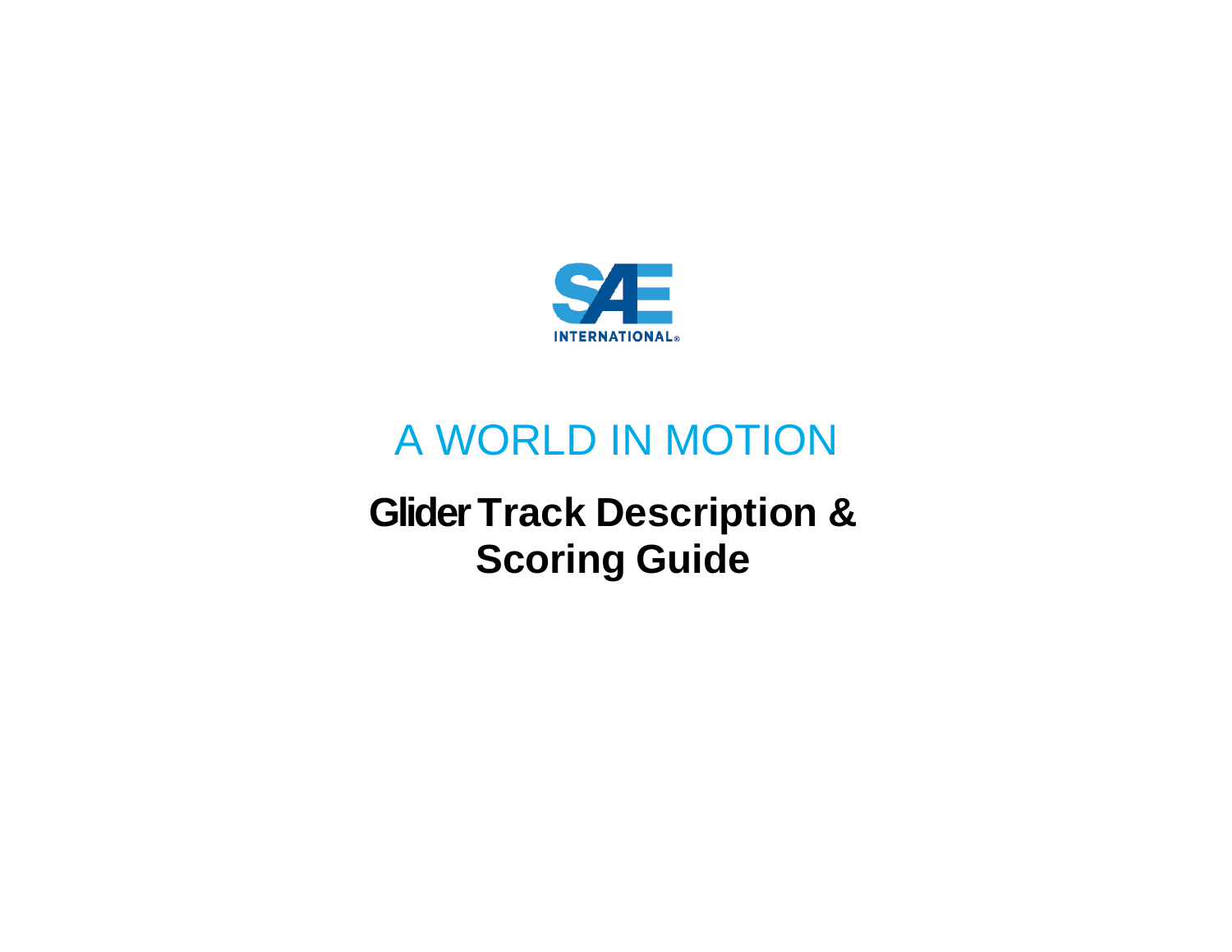SAE INTERNATIONAL

# A WORLD IN MOTION

## Glider Track Description & Scoring Guide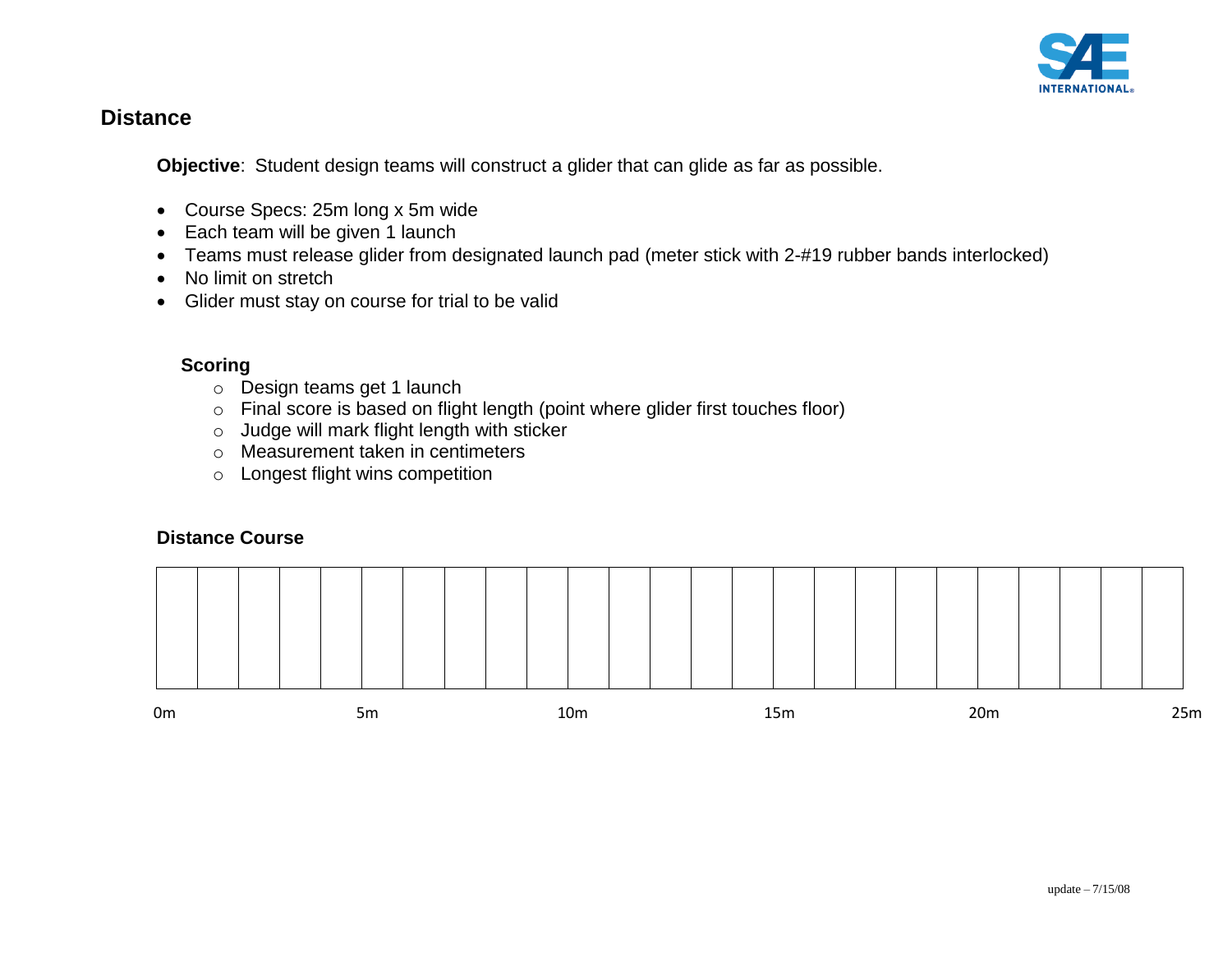## Distance

**Objective**: Student design teams will construct a glider that can glide as far as possible.

- Course Specs: 25m long x 5m wide
- Each team will be given 1 launch
- Teams must release glider from designated launch pad (meter stick with 2-#19 rubber bands interlocked)
- No limit on stretch
- Glider must stay on course for trial to be valid

### Scoring

- Design teams get 1 launch
- Final score is based on flight length (point where glider first touches floor)
- Judge will mark flight length with sticker
- Measurement taken in centimeters
- Longest flight wins competition

### Distance Course

0m 5m 10m 15m 20m 25m

update – 7/15/08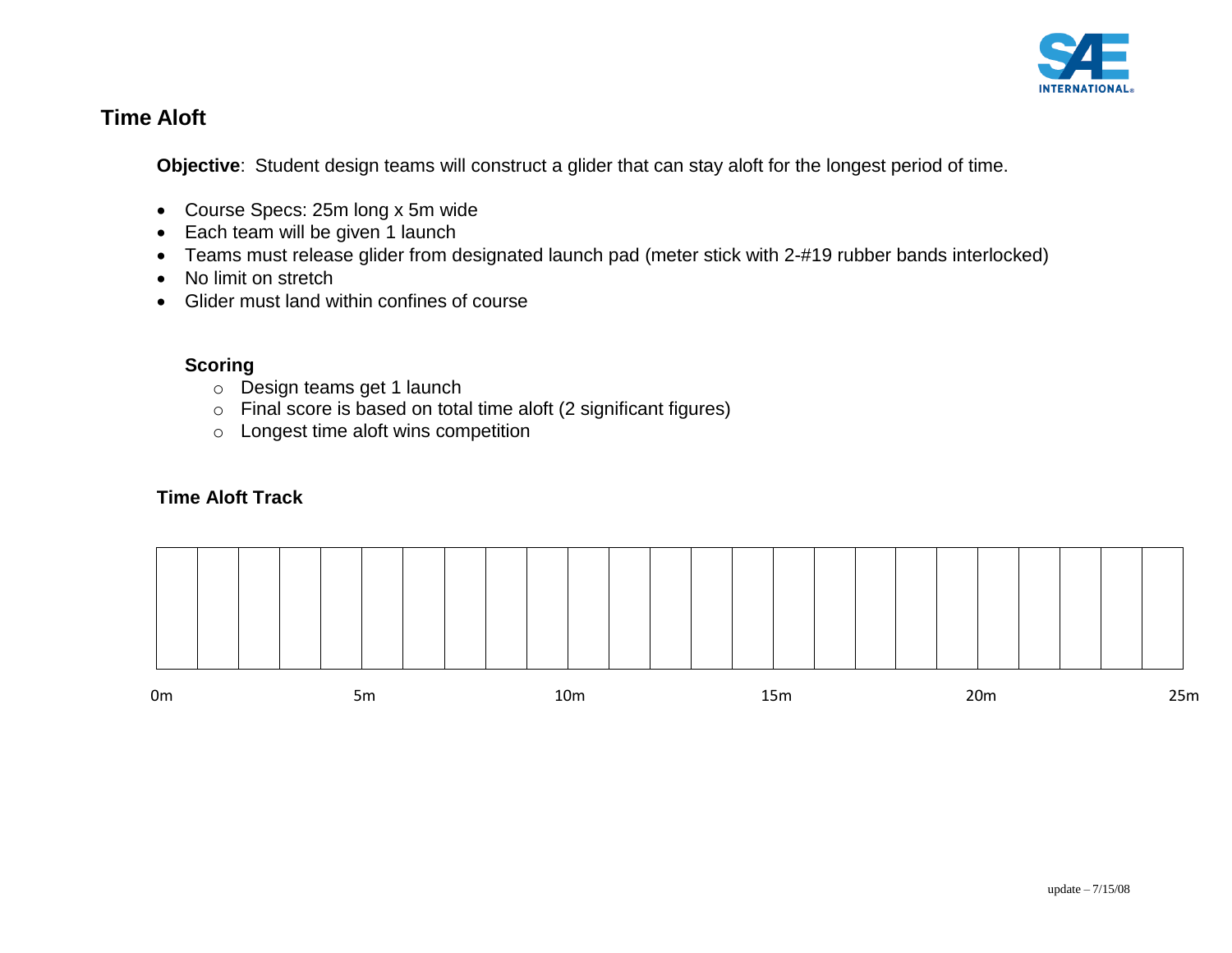## Time Aloft

**Objective**: Student design teams will construct a glider that can stay aloft for the longest period of time.

- Course Specs: 25m long x 5m wide
- Each team will be given 1 launch
- Teams must release glider from designated launch pad (meter stick with 2-#19 rubber bands interlocked)
- No limit on stretch
- Glider must land within confines of course

### Scoring

- Design teams get 1 launch
- Final score is based on total time aloft (2 significant figures)
- Longest time aloft wins competition

### Time Aloft Track

0m 5m 10m 15m 20m 25m

update – 7/15/08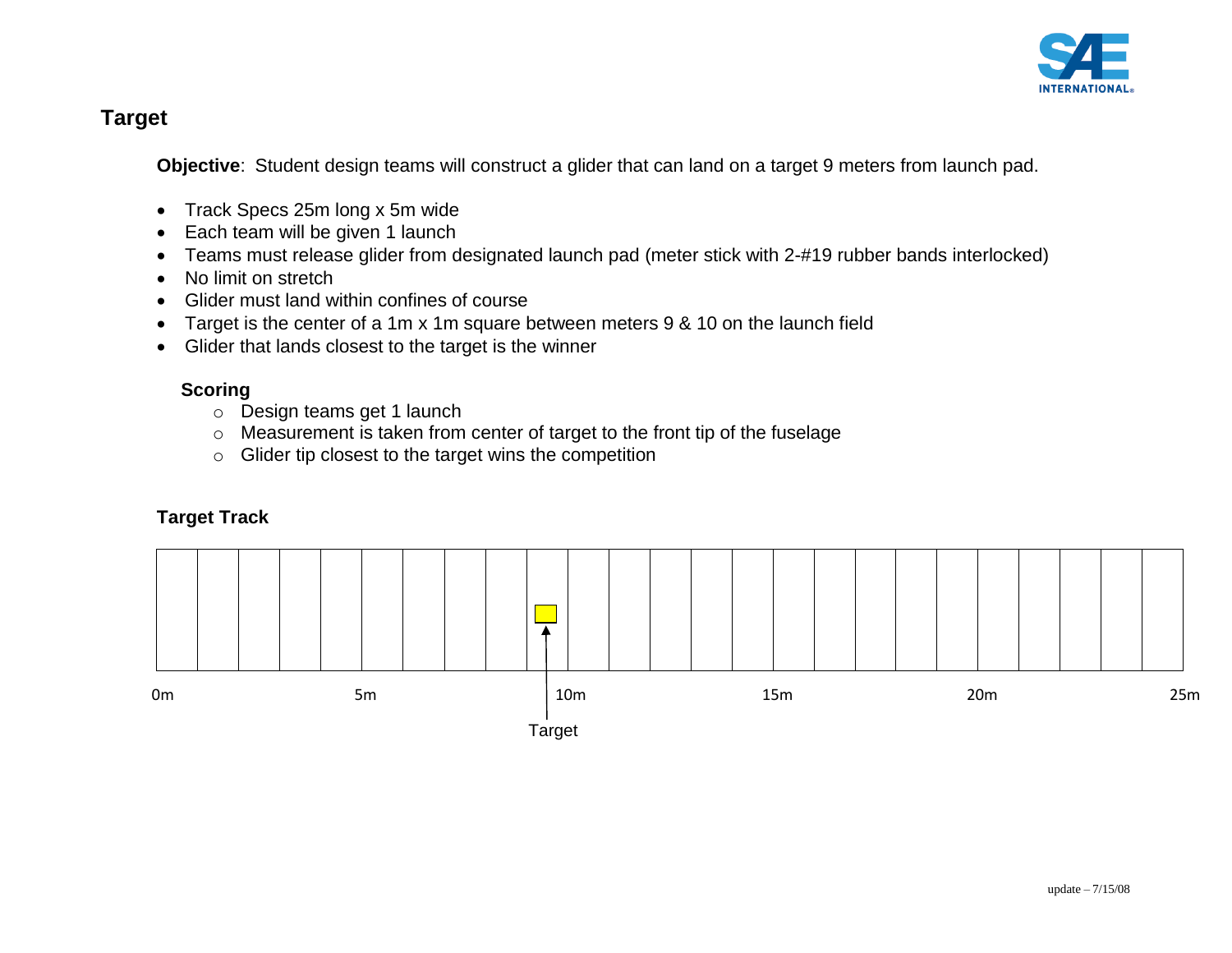## Target

**Objective**: Student design teams will construct a glider that can land on a target 9 meters from launch pad.

- Track Specs 25m long x 5m wide
- Each team will be given 1 launch
- Teams must release glider from designated launch pad (meter stick with 2-#19 rubber bands interlocked)
- No limit on stretch
- Glider must land within confines of course
- Target is the center of a 1m x 1m square between meters 9 & 10 on the launch field
- Glider that lands closest to the target is the winner

**Scoring**

- Design teams get 1 launch
- Measurement is taken from center of target to the front tip of the fuselage
- Glider tip closest to the target wins the competition

### Target Track

0m 5m 10m 15m 20m 25m

Target

update – 7/15/08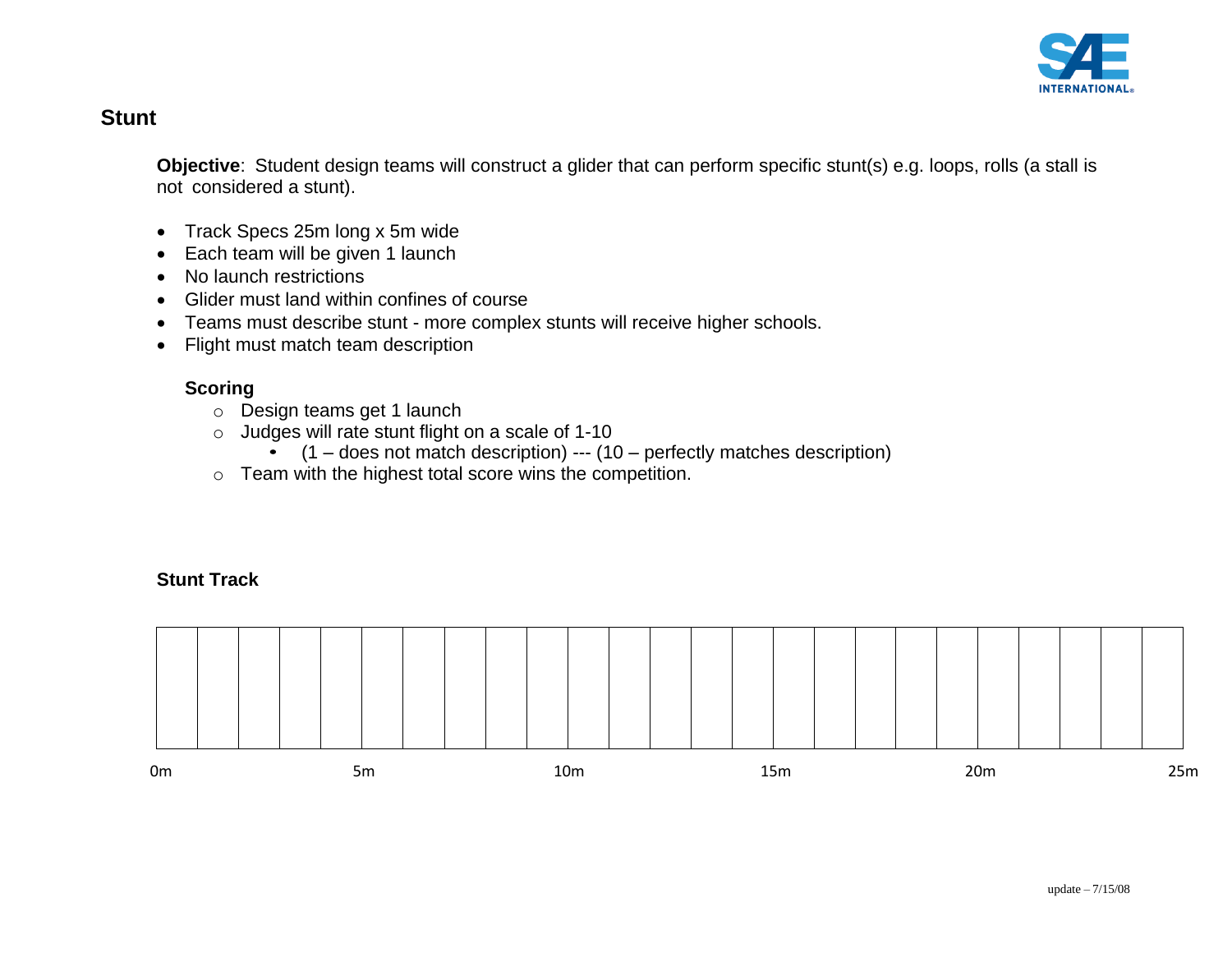## Stunt

**Objective**: Student design teams will construct a glider that can perform specific stunt(s) e.g. loops, rolls (a stall is not considered a stunt).

- Track Specs 25m long x 5m wide
- Each team will be given 1 launch
- No launch restrictions
- Glider must land within confines of course
- Teams must describe stunt - more complex stunts will receive higher schools.
- Flight must match team description

### Scoring

- Design teams get 1 launch
- Judges will rate stunt flight on a scale of 1-10
  - (1 – does not match description) --- (10 – perfectly matches description)
- Team with the highest total score wins the competition.

### Stunt Track

0m 5m 10m 15m 20m 25m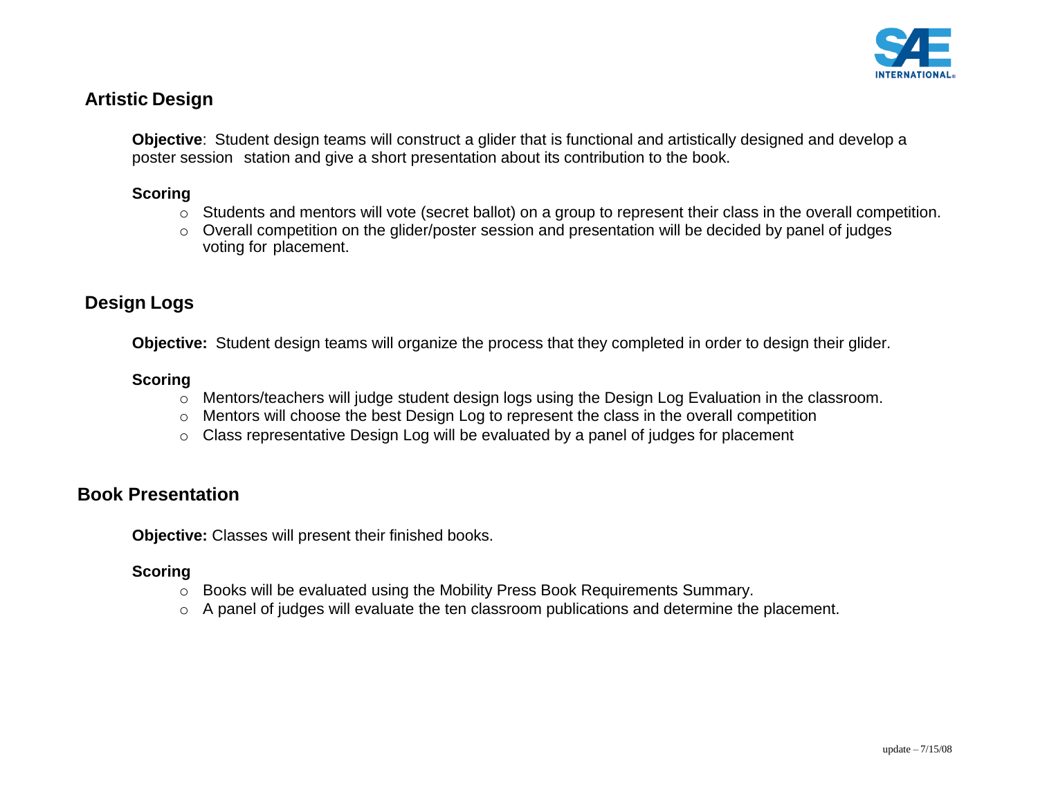## Artistic Design

**Objective**: Student design teams will construct a glider that is functional and artistically designed and develop a poster session station and give a short presentation about its contribution to the book.

**Scoring**

- Students and mentors will vote (secret ballot) on a group to represent their class in the overall competition.
- Overall competition on the glider/poster session and presentation will be decided by panel of judges voting for placement.

## Design Logs

**Objective:** Student design teams will organize the process that they completed in order to design their glider.

**Scoring**

- Mentors/teachers will judge student design logs using the Design Log Evaluation in the classroom.
- Mentors will choose the best Design Log to represent the class in the overall competition
- Class representative Design Log will be evaluated by a panel of judges for placement

## Book Presentation

**Objective:** Classes will present their finished books.

**Scoring**

- Books will be evaluated using the Mobility Press Book Requirements Summary.
- A panel of judges will evaluate the ten classroom publications and determine the placement.

update – 7/15/08